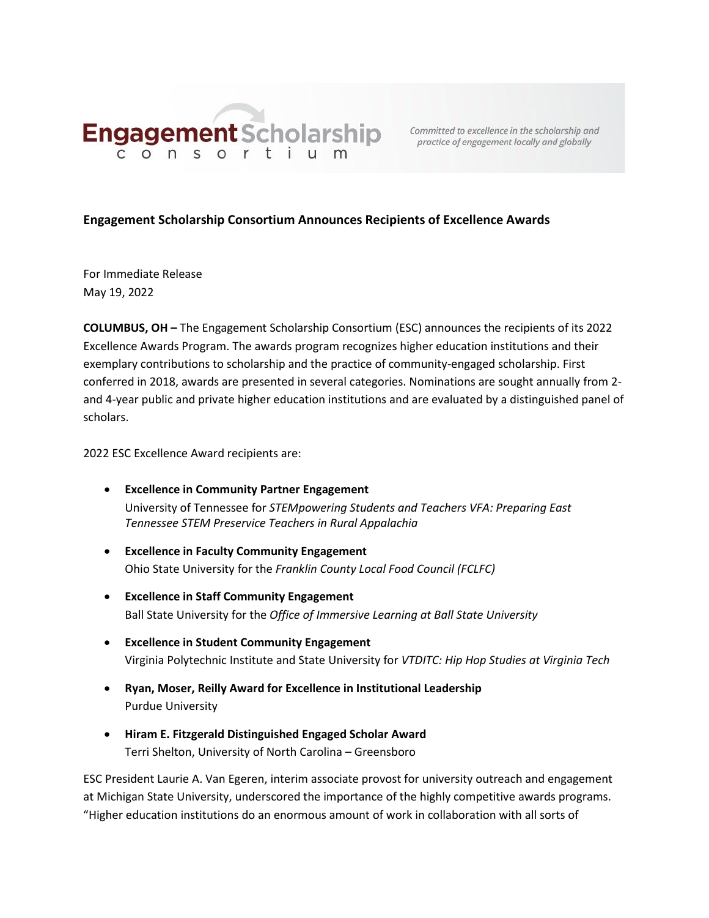Engagement Scholarship consortium

*Committed to excellence in the scholarship and practice of engagement locally and globally*

**Engagement Scholarship Consortium Announces Recipients of Excellence Awards**

For Immediate Release
May 19, 2022

**COLUMBUS, OH –** The Engagement Scholarship Consortium (ESC) announces the recipients of its 2022 Excellence Awards Program. The awards program recognizes higher education institutions and their exemplary contributions to scholarship and the practice of community-engaged scholarship. First conferred in 2018, awards are presented in several categories. Nominations are sought annually from 2- and 4-year public and private higher education institutions and are evaluated by a distinguished panel of scholars.

2022 ESC Excellence Award recipients are:

- **Excellence in Community Partner Engagement**
  University of Tennessee for *STEMpowering Students and Teachers VFA: Preparing East Tennessee STEM Preservice Teachers in Rural Appalachia*
- **Excellence in Faculty Community Engagement**
  Ohio State University for the *Franklin County Local Food Council (FCLFC)*
- **Excellence in Staff Community Engagement**
  Ball State University for the *Office of Immersive Learning at Ball State University*
- **Excellence in Student Community Engagement**
  Virginia Polytechnic Institute and State University for *VTDITC: Hip Hop Studies at Virginia Tech*
- **Ryan, Moser, Reilly Award for Excellence in Institutional Leadership**
  Purdue University
- **Hiram E. Fitzgerald Distinguished Engaged Scholar Award**
  Terri Shelton, University of North Carolina – Greensboro

ESC President Laurie A. Van Egeren, interim associate provost for university outreach and engagement at Michigan State University, underscored the importance of the highly competitive awards programs. "Higher education institutions do an enormous amount of work in collaboration with all sorts of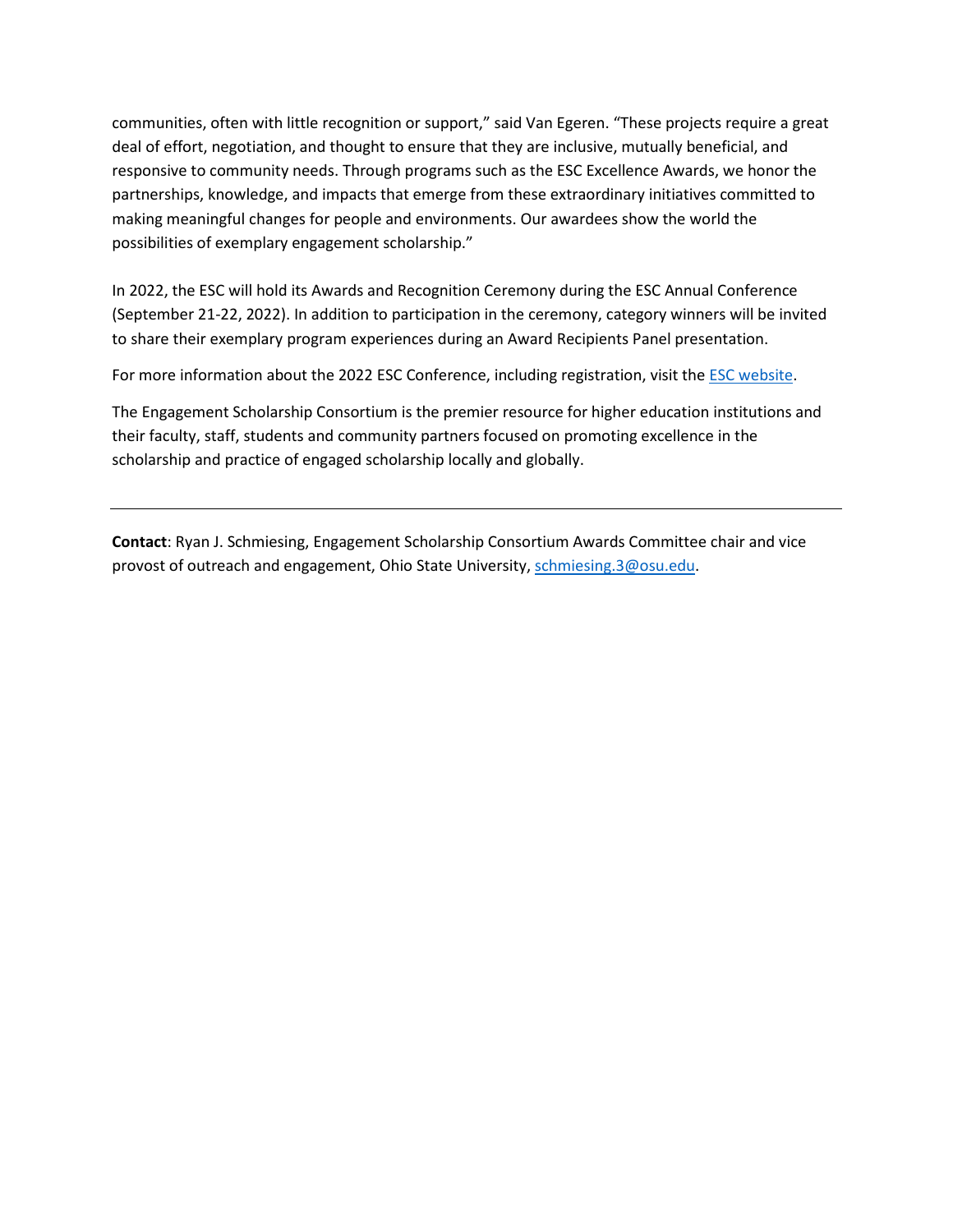communities, often with little recognition or support," said Van Egeren. "These projects require a great deal of effort, negotiation, and thought to ensure that they are inclusive, mutually beneficial, and responsive to community needs. Through programs such as the ESC Excellence Awards, we honor the partnerships, knowledge, and impacts that emerge from these extraordinary initiatives committed to making meaningful changes for people and environments. Our awardees show the world the possibilities of exemplary engagement scholarship."

In 2022, the ESC will hold its Awards and Recognition Ceremony during the ESC Annual Conference (September 21-22, 2022). In addition to participation in the ceremony, category winners will be invited to share their exemplary program experiences during an Award Recipients Panel presentation.

For more information about the 2022 ESC Conference, including registration, visit the ESC website.

The Engagement Scholarship Consortium is the premier resource for higher education institutions and their faculty, staff, students and community partners focused on promoting excellence in the scholarship and practice of engaged scholarship locally and globally.

---

**Contact**: Ryan J. Schmiesing, Engagement Scholarship Consortium Awards Committee chair and vice provost of outreach and engagement, Ohio State University, schmiesing.3@osu.edu.